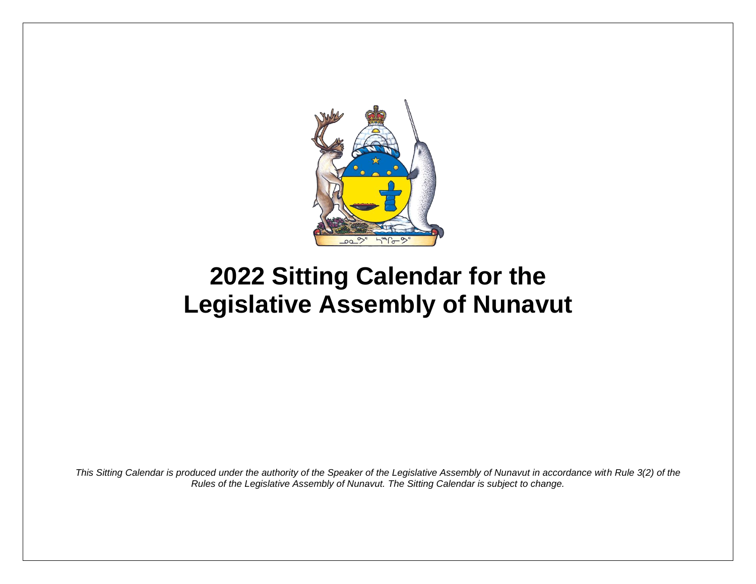# 2022 Sitting Calendar for the Legislative Assembly of Nunavut

*This Sitting Calendar is produced under the authority of the Speaker of the Legislative Assembly of Nunavut in accordance with Rule 3(2) of the Rules of the Legislative Assembly of Nunavut. The Sitting Calendar is subject to change.*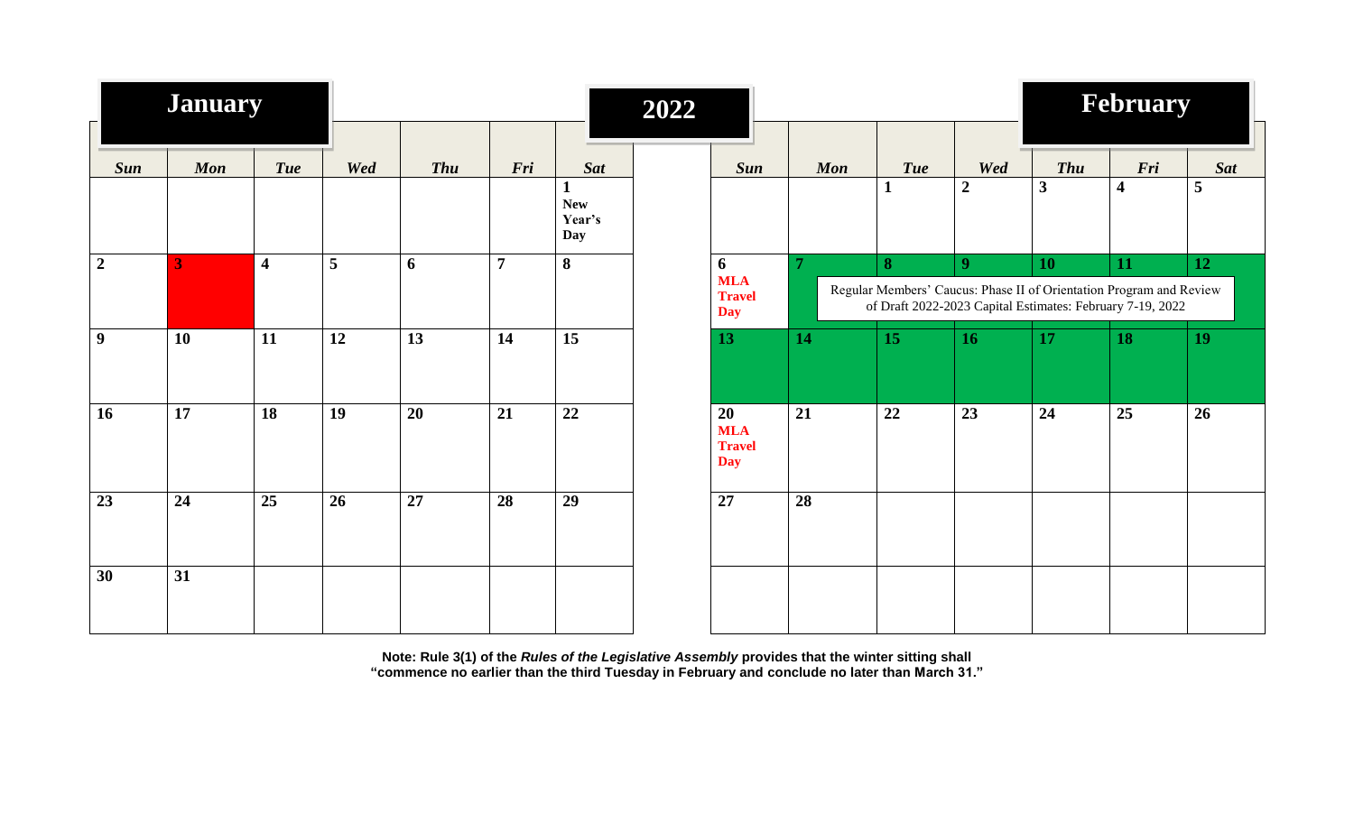# 2022

## January

| Sun | Mon | Tue | Wed | Thu | Fri | Sat |
|---|---|---|---|---|---|---|
| | | | | | | 1 New Year's Day |
| 2 | 3 | 4 | 5 | 6 | 7 | 8 |
| 9 | 10 | 11 | 12 | 13 | 14 | 15 |
| 16 | 17 | 18 | 19 | 20 | 21 | 22 |
| 23 | 24 | 25 | 26 | 27 | 28 | 29 |
| 30 | 31 | | | | | |

## February

| Sun | Mon | Tue | Wed | Thu | Fri | Sat |
|---|---|---|---|---|---|---|
| | | 1 | 2 | 3 | 4 | 5 |
| 6 MLA Travel Day | 7 | 8 | 9 | 10 | 11 | 12 |
| 13 | 14 | 15 | 16 | 17 | 18 | 19 |
| 20 MLA Travel Day | 21 | 22 | 23 | 24 | 25 | 26 |
| 27 | 28 | | | | | |

Regular Members' Caucus: Phase II of Orientation Program and Review of Draft 2022-2023 Capital Estimates: February 7-19, 2022

**Note: Rule 3(1) of the *Rules of the Legislative Assembly* provides that the winter sitting shall "commence no earlier than the third Tuesday in February and conclude no later than March 31."**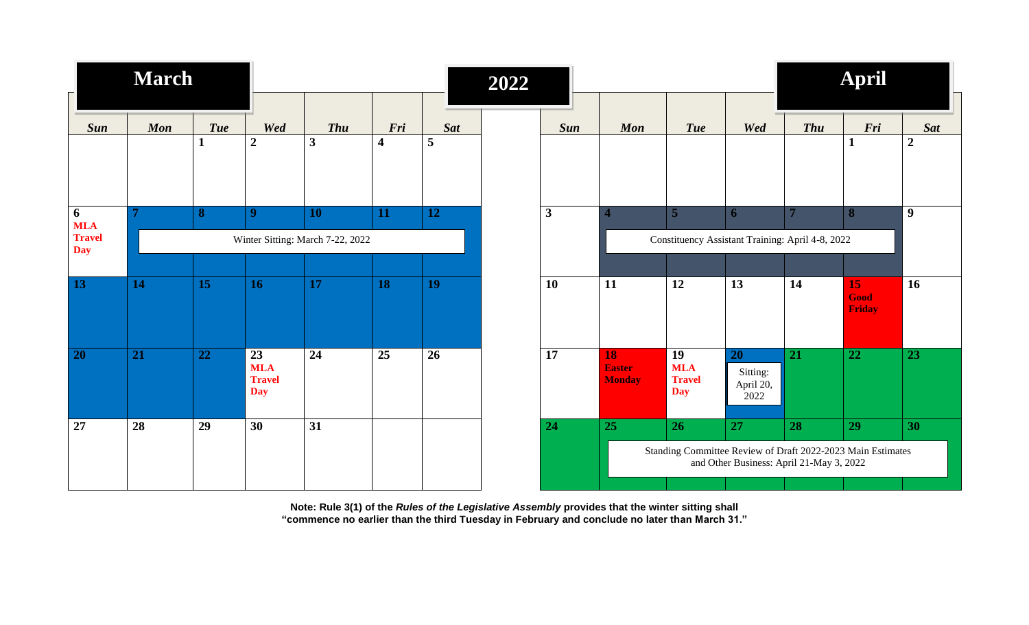# 2022

## March

| Sun | Mon | Tue | Wed | Thu | Fri | Sat |
|---|---|---|---|---|---|---|
| | | 1 | 2 | 3 | 4 | 5 |
| 6 **MLA Travel Day** | 7 | 8 | 9 | 10 | 11 | 12 |
| 13 | 14 | 15 | 16 | 17 | 18 | 19 |
| 20 | 21 | 22 | 23 **MLA Travel Day** | 24 | 25 | 26 |
| 27 | 28 | 29 | 30 | 31 | | |

Winter Sitting: March 7-22, 2022

## April

| Sun | Mon | Tue | Wed | Thu | Fri | Sat |
|---|---|---|---|---|---|---|
| | | | | | 1 | 2 |
| 3 | 4 | 5 | 6 | 7 | 8 | 9 |
| 10 | 11 | 12 | 13 | 14 | 15 **Good Friday** | 16 |
| 17 | 18 **Easter Monday** | 19 **MLA Travel Day** | 20 Sitting: April 20, 2022 | 21 | 22 | 23 |
| 24 | 25 | 26 | 27 | 28 | 29 | 30 |

Constituency Assistant Training: April 4-8, 2022

Standing Committee Review of Draft 2022-2023 Main Estimates and Other Business: April 21-May 3, 2022

**Note: Rule 3(1) of the *Rules of the Legislative Assembly* provides that the winter sitting shall "commence no earlier than the third Tuesday in February and conclude no later than March 31."**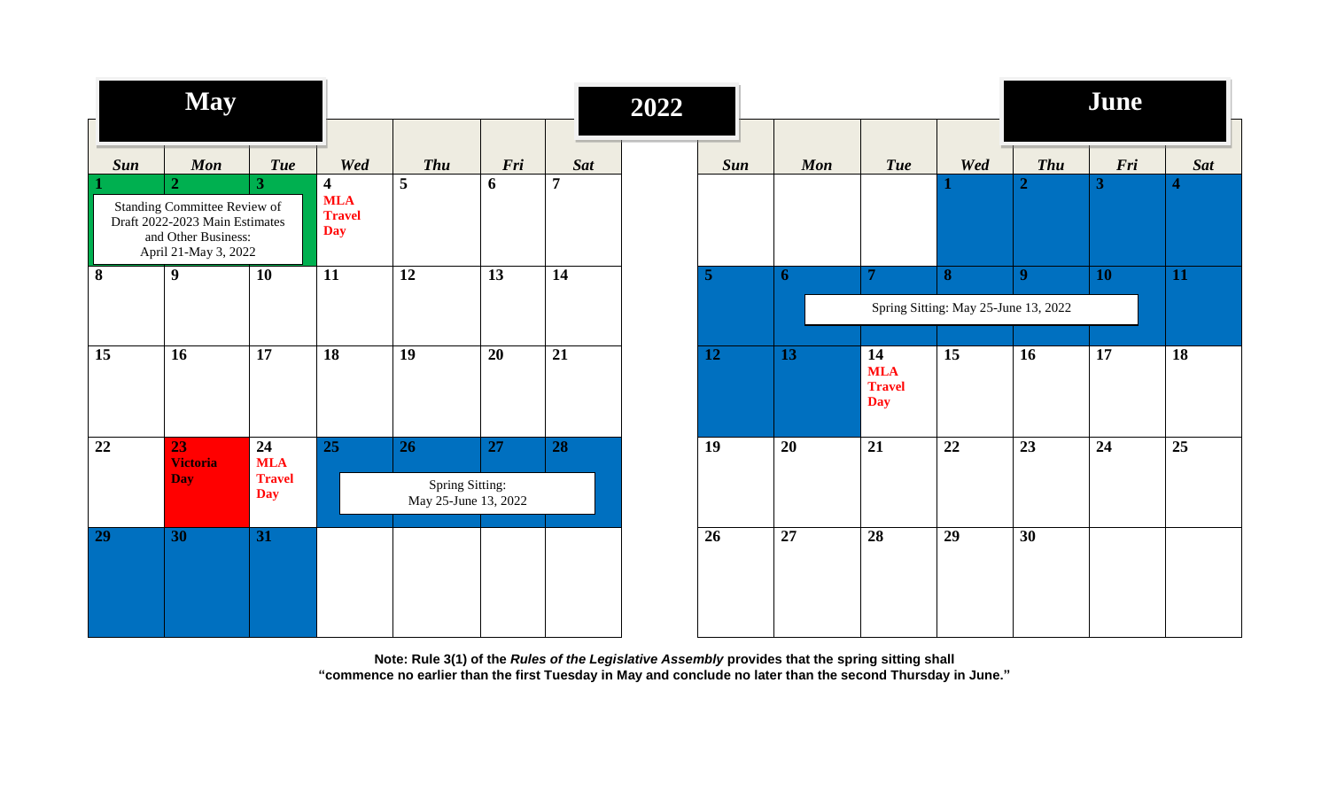# 2022

## May

| Sun | Mon | Tue | Wed | Thu | Fri | Sat |
|---|---|---|---|---|---|---|
| 1 Standing Committee Review of Draft 2022-2023 Main Estimates and Other Business: April 21-May 3, 2022 | 2 | 3 | 4 **MLA Travel Day** | 5 | 6 | 7 |
| 8 | 9 | 10 | 11 | 12 | 13 | 14 |
| 15 | 16 | 17 | 18 | 19 | 20 | 21 |
| 22 | 23 **Victoria Day** | 24 **MLA Travel Day** | 25 Spring Sitting: May 25-June 13, 2022 | 26 | 27 | 28 |
| 29 | 30 | 31 | | | | |

## June

| Sun | Mon | Tue | Wed | Thu | Fri | Sat |
|---|---|---|---|---|---|---|
| | | | 1 | 2 | 3 | 4 |
| 5 | 6 Spring Sitting: May 25-June 13, 2022 | 7 | 8 | 9 | 10 | 11 |
| 12 | 13 | 14 **MLA Travel Day** | 15 | 16 | 17 | 18 |
| 19 | 20 | 21 | 22 | 23 | 24 | 25 |
| 26 | 27 | 28 | 29 | 30 | | |

**Note: Rule 3(1) of the *Rules of the Legislative Assembly* provides that the spring sitting shall "commence no earlier than the first Tuesday in May and conclude no later than the second Thursday in June."**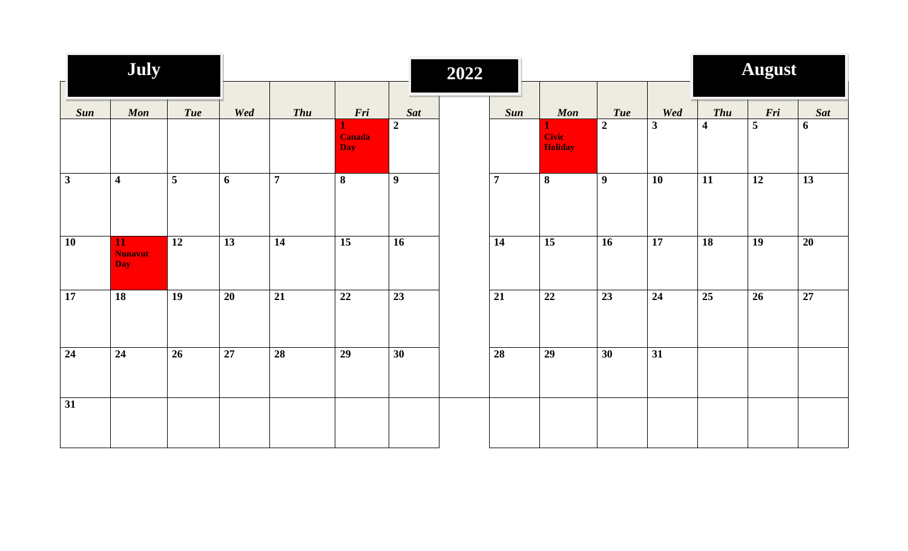# 2022

## July

| Sun | Mon | Tue | Wed | Thu | Fri | Sat |
|---|---|---|---|---|---|---|
| | | | | | **1** Canada Day | **2** |
| **3** | **4** | **5** | **6** | **7** | **8** | **9** |
| **10** | **11** Nunavut Day | **12** | **13** | **14** | **15** | **16** |
| **17** | **18** | **19** | **20** | **21** | **22** | **23** |
| **24** | **24** | **26** | **27** | **28** | **29** | **30** |
| **31** | | | | | | |

## August

| Sun | Mon | Tue | Wed | Thu | Fri | Sat |
|---|---|---|---|---|---|---|
| | **1** Civic Holiday | **2** | **3** | **4** | **5** | **6** |
| **7** | **8** | **9** | **10** | **11** | **12** | **13** |
| **14** | **15** | **16** | **17** | **18** | **19** | **20** |
| **21** | **22** | **23** | **24** | **25** | **26** | **27** |
| **28** | **29** | **30** | **31** | | | |
| | | | | | | |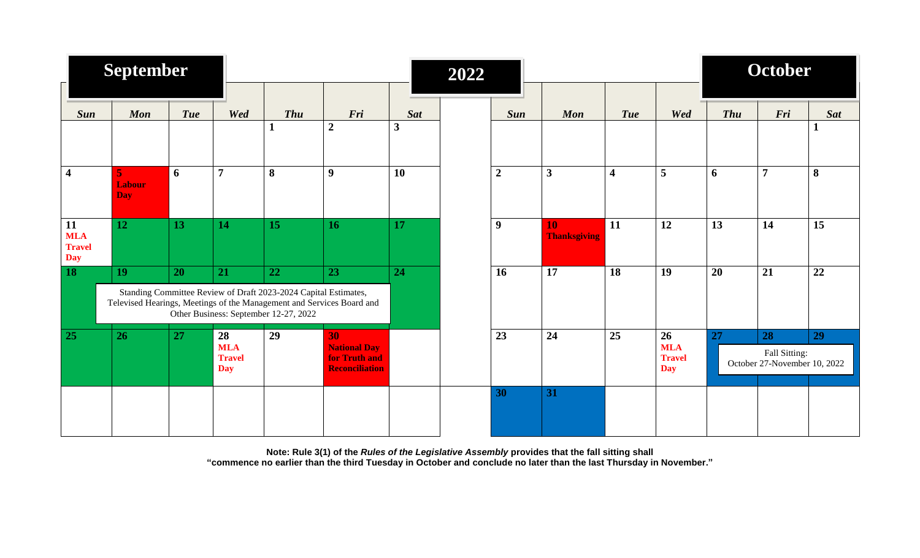# 2022

## September

| Sun | Mon | Tue | Wed | Thu | Fri | Sat |
|---|---|---|---|---|---|---|
| | | | | 1 | 2 | 3 |
| 4 | 5 Labour Day | 6 | 7 | 8 | 9 | 10 |
| 11 MLA Travel Day | 12 | 13 | 14 | 15 | 16 | 17 |
| 18 | 19 | 20 | 21 | 22 | 23 | 24 |
| 25 | 26 | 27 | 28 MLA Travel Day | 29 | 30 National Day for Truth and Reconciliation | |

Standing Committee Review of Draft 2023-2024 Capital Estimates, Televised Hearings, Meetings of the Management and Services Board and Other Business: September 12-27, 2022

## October

| Sun | Mon | Tue | Wed | Thu | Fri | Sat |
|---|---|---|---|---|---|---|
| | | | | | | 1 |
| 2 | 3 | 4 | 5 | 6 | 7 | 8 |
| 9 | 10 Thanksgiving | 11 | 12 | 13 | 14 | 15 |
| 16 | 17 | 18 | 19 | 20 | 21 | 22 |
| 23 | 24 | 25 | 26 MLA Travel Day | 27 | 28 | 29 |
| 30 | 31 | | | | | |

Fall Sitting: October 27-November 10, 2022

**Note: Rule 3(1) of the *Rules of the Legislative Assembly* provides that the fall sitting shall "commence no earlier than the third Tuesday in October and conclude no later than the last Thursday in November."**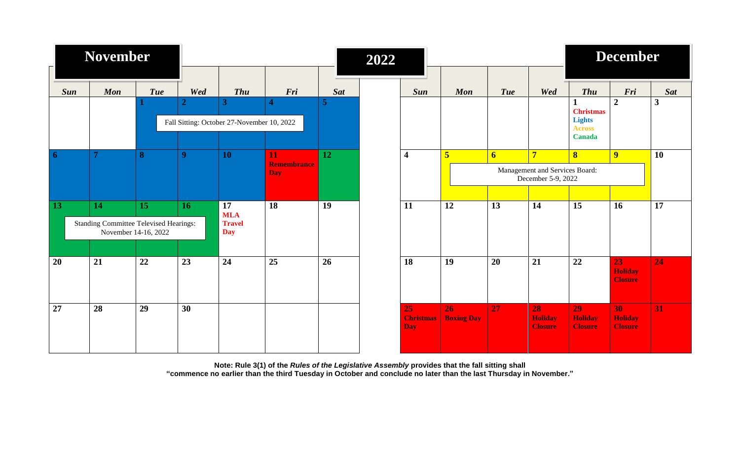# 2022

## November

| Sun | Mon | Tue | Wed | Thu | Fri | Sat |
|---|---|---|---|---|---|---|
| | | 1 | 2 | 3 | 4 | 5 |
| 6 | 7 | 8 | 9 | 10 | 11 **Remembrance Day** | 12 |
| 13 | 14 | 15 | 16 | 17 **MLA Travel Day** | 18 | 19 |
| 20 | 21 | 22 | 23 | 24 | 25 | 26 |
| 27 | 28 | 29 | 30 | | | |

Fall Sitting: October 27-November 10, 2022

Standing Committee Televised Hearings: November 14-16, 2022

## December

| Sun | Mon | Tue | Wed | Thu | Fri | Sat |
|---|---|---|---|---|---|---|
| | | | | 1 **Christmas Lights Across Canada** | 2 | 3 |
| 4 | 5 | 6 | 7 | 8 | 9 | 10 |
| 11 | 12 | 13 | 14 | 15 | 16 | 17 |
| 18 | 19 | 20 | 21 | 22 | 23 **Holiday Closure** | 24 |
| 25 **Christmas Day** | 26 **Boxing Day** | 27 | 28 **Holiday Closure** | 29 **Holiday Closure** | 30 **Holiday Closure** | 31 |

Management and Services Board: December 5-9, 2022

**Note: Rule 3(1) of the *Rules of the Legislative Assembly* provides that the fall sitting shall "commence no earlier than the third Tuesday in October and conclude no later than the last Thursday in November."**